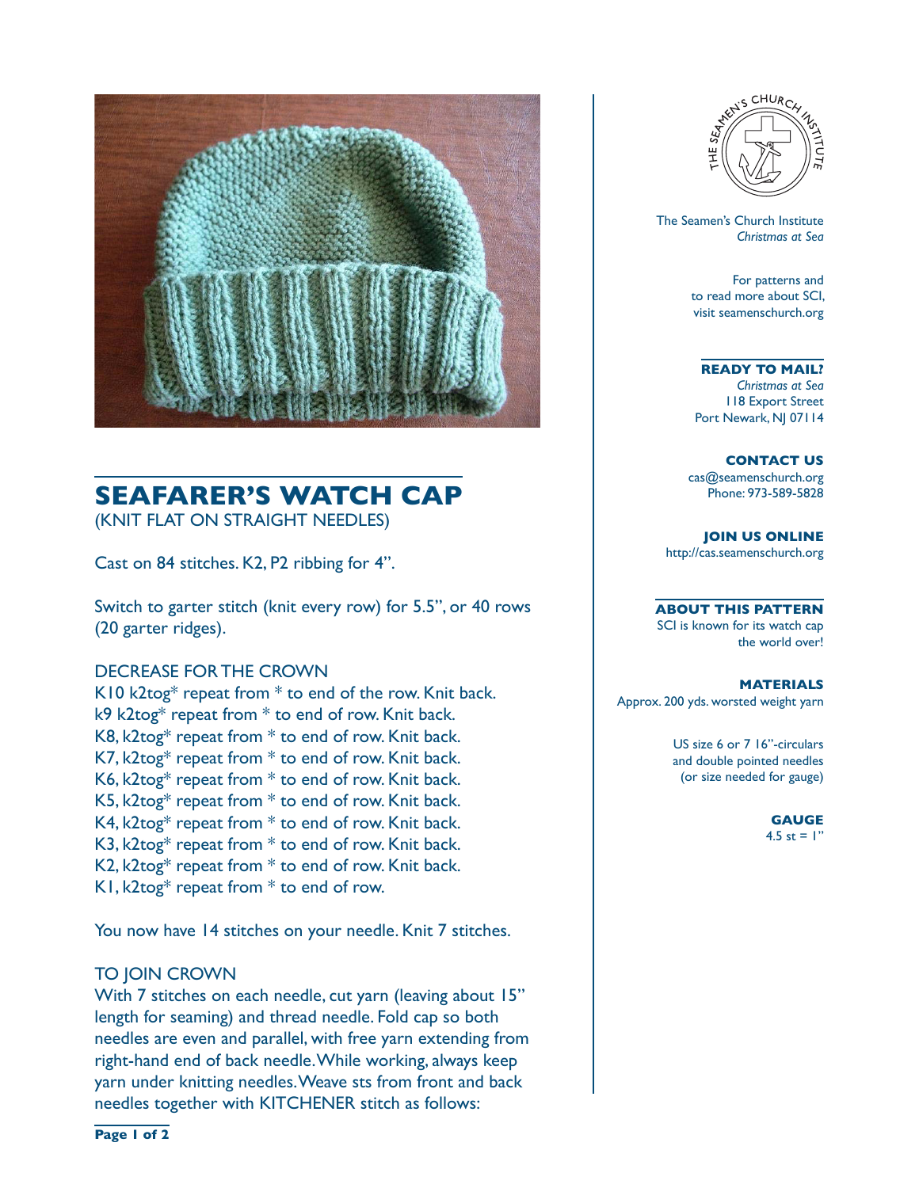# SEAFARER'S WATCH CAP

(KNIT FLAT ON STRAIGHT NEEDLES)

Cast on 84 stitches. K2, P2 ribbing for 4".

Switch to garter stitch (knit every row) for 5.5", or 40 rows (20 garter ridges).

## DECREASE FOR THE CROWN

K10 k2tog* repeat from * to end of the row. Knit back.
k9 k2tog* repeat from * to end of row. Knit back.
K8, k2tog* repeat from * to end of row. Knit back.
K7, k2tog* repeat from * to end of row. Knit back.
K6, k2tog* repeat from * to end of row. Knit back.
K5, k2tog* repeat from * to end of row. Knit back.
K4, k2tog* repeat from * to end of row. Knit back.
K3, k2tog* repeat from * to end of row. Knit back.
K2, k2tog* repeat from * to end of row. Knit back.
K1, k2tog* repeat from * to end of row.

You now have 14 stitches on your needle. Knit 7 stitches.

## TO JOIN CROWN

With 7 stitches on each needle, cut yarn (leaving about 15" length for seaming) and thread needle. Fold cap so both needles are even and parallel, with free yarn extending from right-hand end of back needle. While working, always keep yarn under knitting needles. Weave sts from front and back needles together with KITCHENER stitch as follows:

---

The Seamen's Church Institute
*Christmas at Sea*

For patterns and to read more about SCI, visit seamenschurch.org

**READY TO MAIL?**
*Christmas at Sea*
118 Export Street
Port Newark, NJ 07114

**CONTACT US**
cas@seamenschurch.org
Phone: 973-589-5828

**JOIN US ONLINE**
http://cas.seamenschurch.org

**ABOUT THIS PATTERN**
SCI is known for its watch cap the world over!

**MATERIALS**
Approx. 200 yds. worsted weight yarn

US size 6 or 7 16"-circulars and double pointed needles (or size needed for gauge)

**GAUGE**
4.5 st = 1"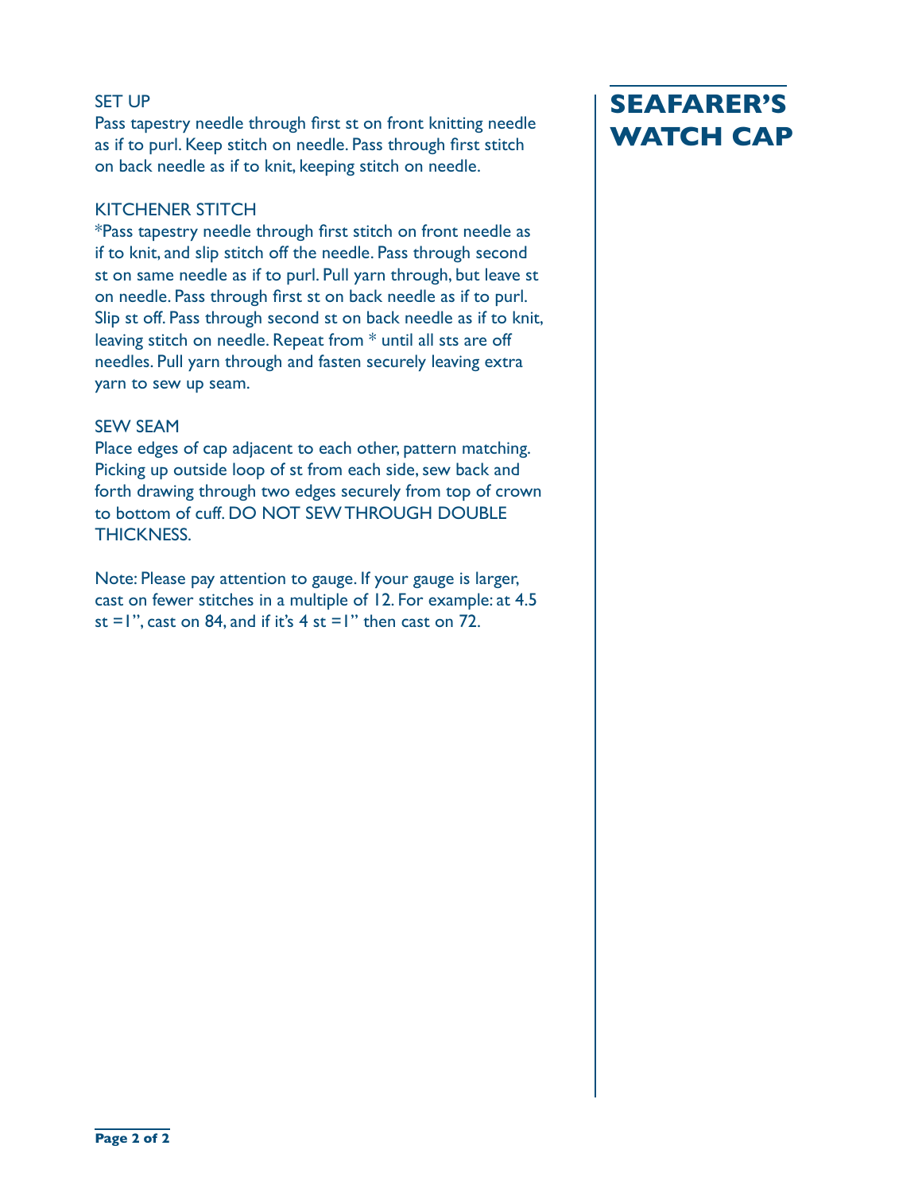# SEAFARER'S WATCH CAP

## SET UP

Pass tapestry needle through first st on front knitting needle as if to purl. Keep stitch on needle. Pass through first stitch on back needle as if to knit, keeping stitch on needle.

## KITCHENER STITCH

*Pass tapestry needle through first stitch on front needle as if to knit, and slip stitch off the needle. Pass through second st on same needle as if to purl. Pull yarn through, but leave st on needle. Pass through first st on back needle as if to purl. Slip st off. Pass through second st on back needle as if to knit, leaving stitch on needle. Repeat from * until all sts are off needles. Pull yarn through and fasten securely leaving extra yarn to sew up seam.

## SEW SEAM

Place edges of cap adjacent to each other, pattern matching. Picking up outside loop of st from each side, sew back and forth drawing through two edges securely from top of crown to bottom of cuff. DO NOT SEW THROUGH DOUBLE THICKNESS.

Note: Please pay attention to gauge. If your gauge is larger, cast on fewer stitches in a multiple of 12. For example: at 4.5 st =1", cast on 84, and if it's 4 st =1" then cast on 72.